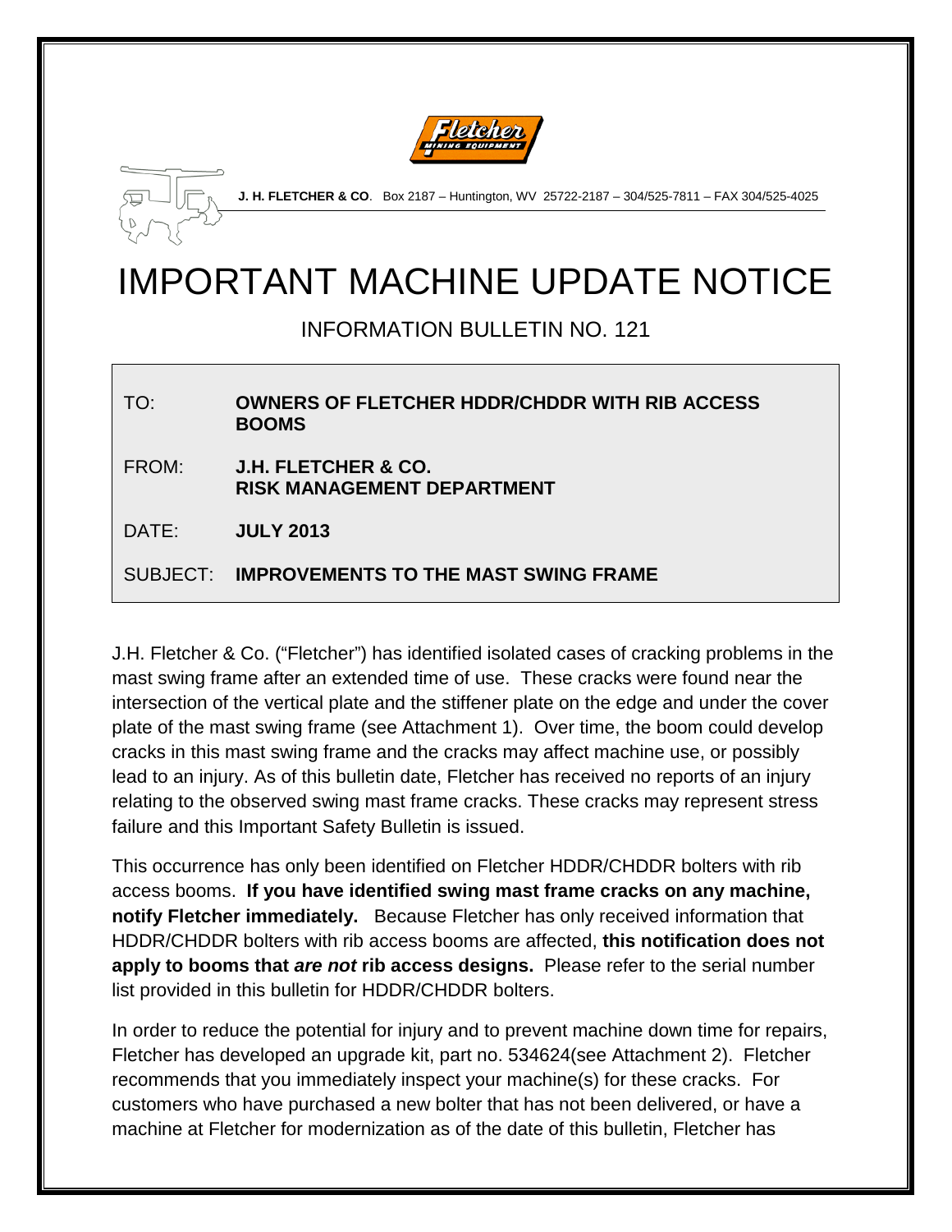**J. H. FLETCHER & CO**. Box 2187 – Huntington, WV 25722-2187 – 304/525-7811 – FAX 304/525-4025

# IMPORTANT MACHINE UPDATE NOTICE

## INFORMATION BULLETIN NO. 121

| | |
|---|---|
| TO: | **OWNERS OF FLETCHER HDDR/CHDDR WITH RIB ACCESS BOOMS** |
| FROM: | **J.H. FLETCHER & CO. RISK MANAGEMENT DEPARTMENT** |
| DATE: | **JULY 2013** |
| SUBJECT: | **IMPROVEMENTS TO THE MAST SWING FRAME** |

J.H. Fletcher & Co. ("Fletcher") has identified isolated cases of cracking problems in the mast swing frame after an extended time of use. These cracks were found near the intersection of the vertical plate and the stiffener plate on the edge and under the cover plate of the mast swing frame (see Attachment 1). Over time, the boom could develop cracks in this mast swing frame and the cracks may affect machine use, or possibly lead to an injury. As of this bulletin date, Fletcher has received no reports of an injury relating to the observed swing mast frame cracks. These cracks may represent stress failure and this Important Safety Bulletin is issued.

This occurrence has only been identified on Fletcher HDDR/CHDDR bolters with rib access booms. **If you have identified swing mast frame cracks on any machine, notify Fletcher immediately.** Because Fletcher has only received information that HDDR/CHDDR bolters with rib access booms are affected, **this notification does not apply to booms that *are not* rib access designs.** Please refer to the serial number list provided in this bulletin for HDDR/CHDDR bolters.

In order to reduce the potential for injury and to prevent machine down time for repairs, Fletcher has developed an upgrade kit, part no. 534624(see Attachment 2). Fletcher recommends that you immediately inspect your machine(s) for these cracks. For customers who have purchased a new bolter that has not been delivered, or have a machine at Fletcher for modernization as of the date of this bulletin, Fletcher has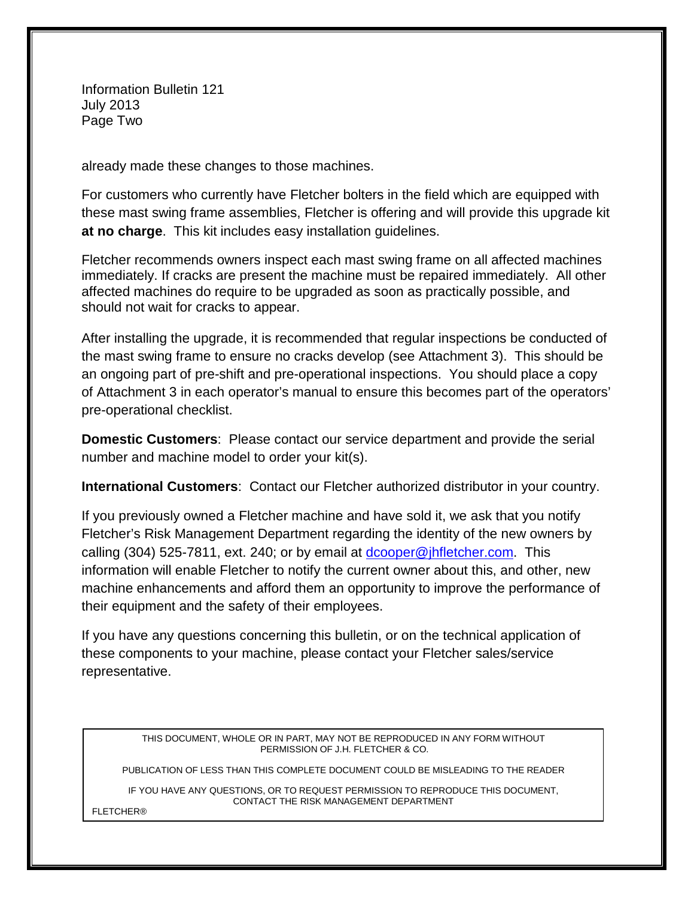already made these changes to those machines.

For customers who currently have Fletcher bolters in the field which are equipped with these mast swing frame assemblies, Fletcher is offering and will provide this upgrade kit **at no charge**. This kit includes easy installation guidelines.

Fletcher recommends owners inspect each mast swing frame on all affected machines immediately. If cracks are present the machine must be repaired immediately. All other affected machines do require to be upgraded as soon as practically possible, and should not wait for cracks to appear.

After installing the upgrade, it is recommended that regular inspections be conducted of the mast swing frame to ensure no cracks develop (see Attachment 3). This should be an ongoing part of pre-shift and pre-operational inspections. You should place a copy of Attachment 3 in each operator's manual to ensure this becomes part of the operators' pre-operational checklist.

**Domestic Customers**: Please contact our service department and provide the serial number and machine model to order your kit(s).

**International Customers**: Contact our Fletcher authorized distributor in your country.

If you previously owned a Fletcher machine and have sold it, we ask that you notify Fletcher's Risk Management Department regarding the identity of the new owners by calling (304) 525-7811, ext. 240; or by email at dcooper@jhfletcher.com. This information will enable Fletcher to notify the current owner about this, and other, new machine enhancements and afford them an opportunity to improve the performance of their equipment and the safety of their employees.

If you have any questions concerning this bulletin, or on the technical application of these components to your machine, please contact your Fletcher sales/service representative.

THIS DOCUMENT, WHOLE OR IN PART, MAY NOT BE REPRODUCED IN ANY FORM WITHOUT PERMISSION OF J.H. FLETCHER & CO.

PUBLICATION OF LESS THAN THIS COMPLETE DOCUMENT COULD BE MISLEADING TO THE READER

IF YOU HAVE ANY QUESTIONS, OR TO REQUEST PERMISSION TO REPRODUCE THIS DOCUMENT, CONTACT THE RISK MANAGEMENT DEPARTMENT

FLETCHER®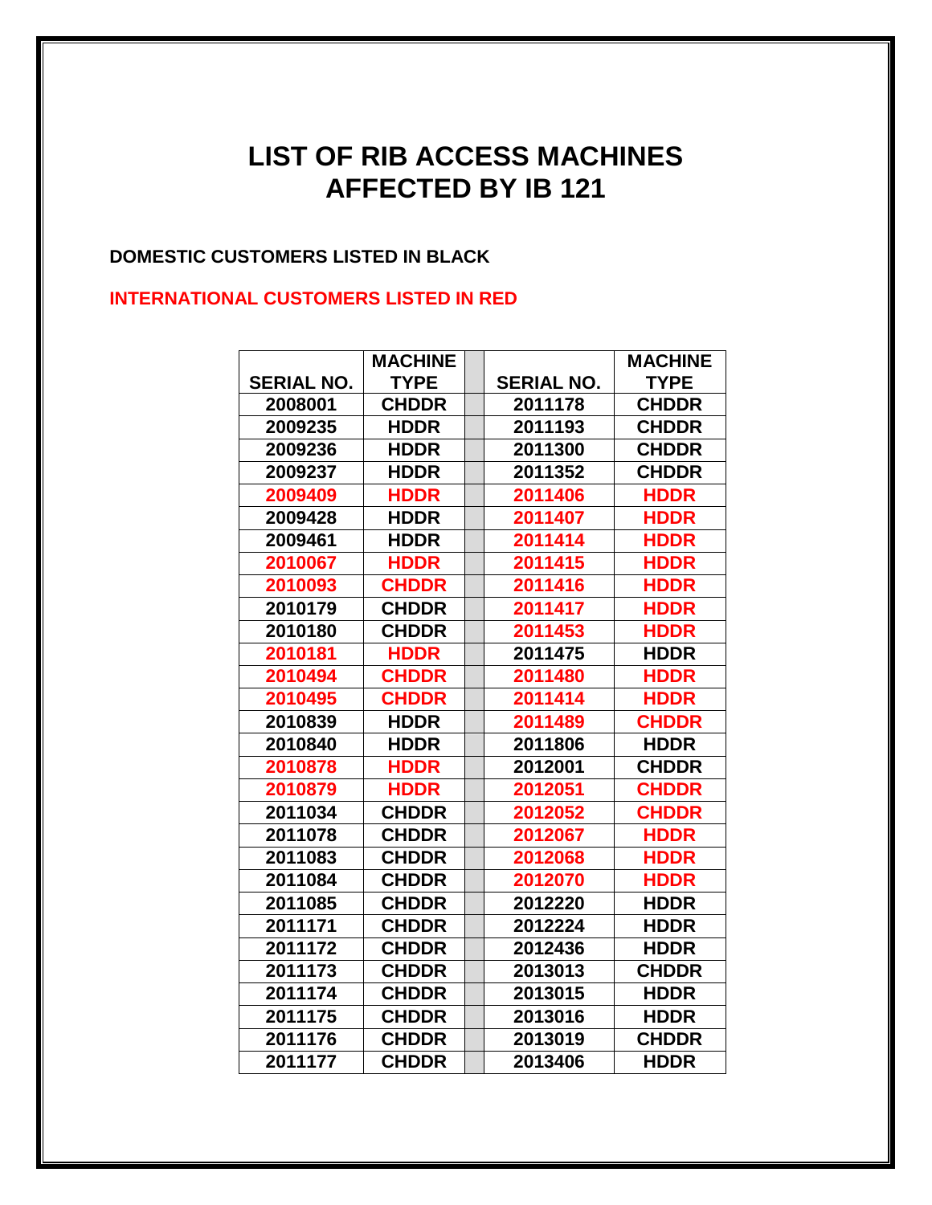# LIST OF RIB ACCESS MACHINES AFFECTED BY IB 121

**DOMESTIC CUSTOMERS LISTED IN BLACK**

**INTERNATIONAL CUSTOMERS LISTED IN RED**

| SERIAL NO. | MACHINE TYPE | | SERIAL NO. | MACHINE TYPE |
|---|---|---|---|---|
| 2008001 | CHDDR | | 2011178 | CHDDR |
| 2009235 | HDDR | | 2011193 | CHDDR |
| 2009236 | HDDR | | 2011300 | CHDDR |
| 2009237 | HDDR | | 2011352 | CHDDR |
| 2009409 | HDDR | | 2011406 | HDDR |
| 2009428 | HDDR | | 2011407 | HDDR |
| 2009461 | HDDR | | 2011414 | HDDR |
| 2010067 | HDDR | | 2011415 | HDDR |
| 2010093 | CHDDR | | 2011416 | HDDR |
| 2010179 | CHDDR | | 2011417 | HDDR |
| 2010180 | CHDDR | | 2011453 | HDDR |
| 2010181 | HDDR | | 2011475 | HDDR |
| 2010494 | CHDDR | | 2011480 | HDDR |
| 2010495 | CHDDR | | 2011414 | HDDR |
| 2010839 | HDDR | | 2011489 | CHDDR |
| 2010840 | HDDR | | 2011806 | HDDR |
| 2010878 | HDDR | | 2012001 | CHDDR |
| 2010879 | HDDR | | 2012051 | CHDDR |
| 2011034 | CHDDR | | 2012052 | CHDDR |
| 2011078 | CHDDR | | 2012067 | HDDR |
| 2011083 | CHDDR | | 2012068 | HDDR |
| 2011084 | CHDDR | | 2012070 | HDDR |
| 2011085 | CHDDR | | 2012220 | HDDR |
| 2011171 | CHDDR | | 2012224 | HDDR |
| 2011172 | CHDDR | | 2012436 | HDDR |
| 2011173 | CHDDR | | 2013013 | CHDDR |
| 2011174 | CHDDR | | 2013015 | HDDR |
| 2011175 | CHDDR | | 2013016 | HDDR |
| 2011176 | CHDDR | | 2013019 | CHDDR |
| 2011177 | CHDDR | | 2013406 | HDDR |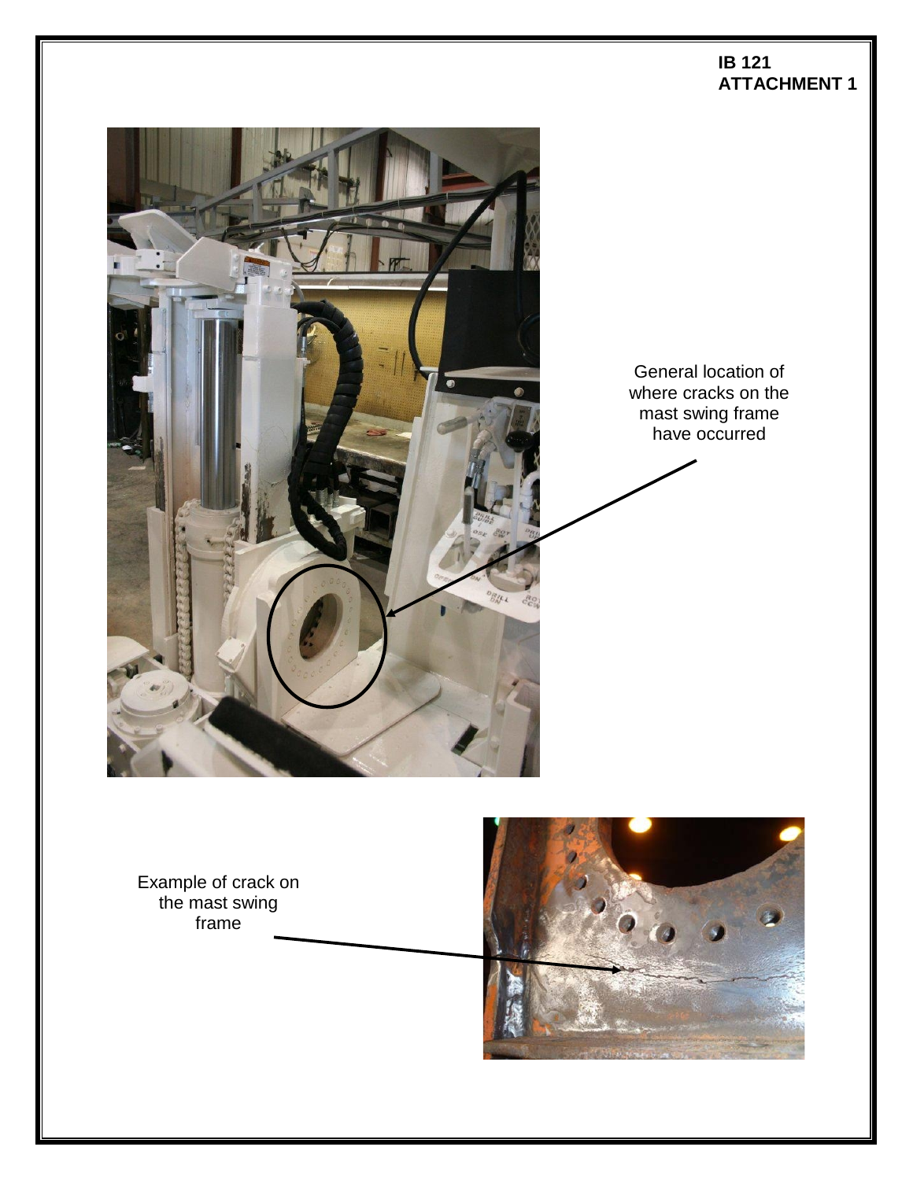**IB 121**
**ATTACHMENT 1**

General location of where cracks on the mast swing frame have occurred

Example of crack on the mast swing frame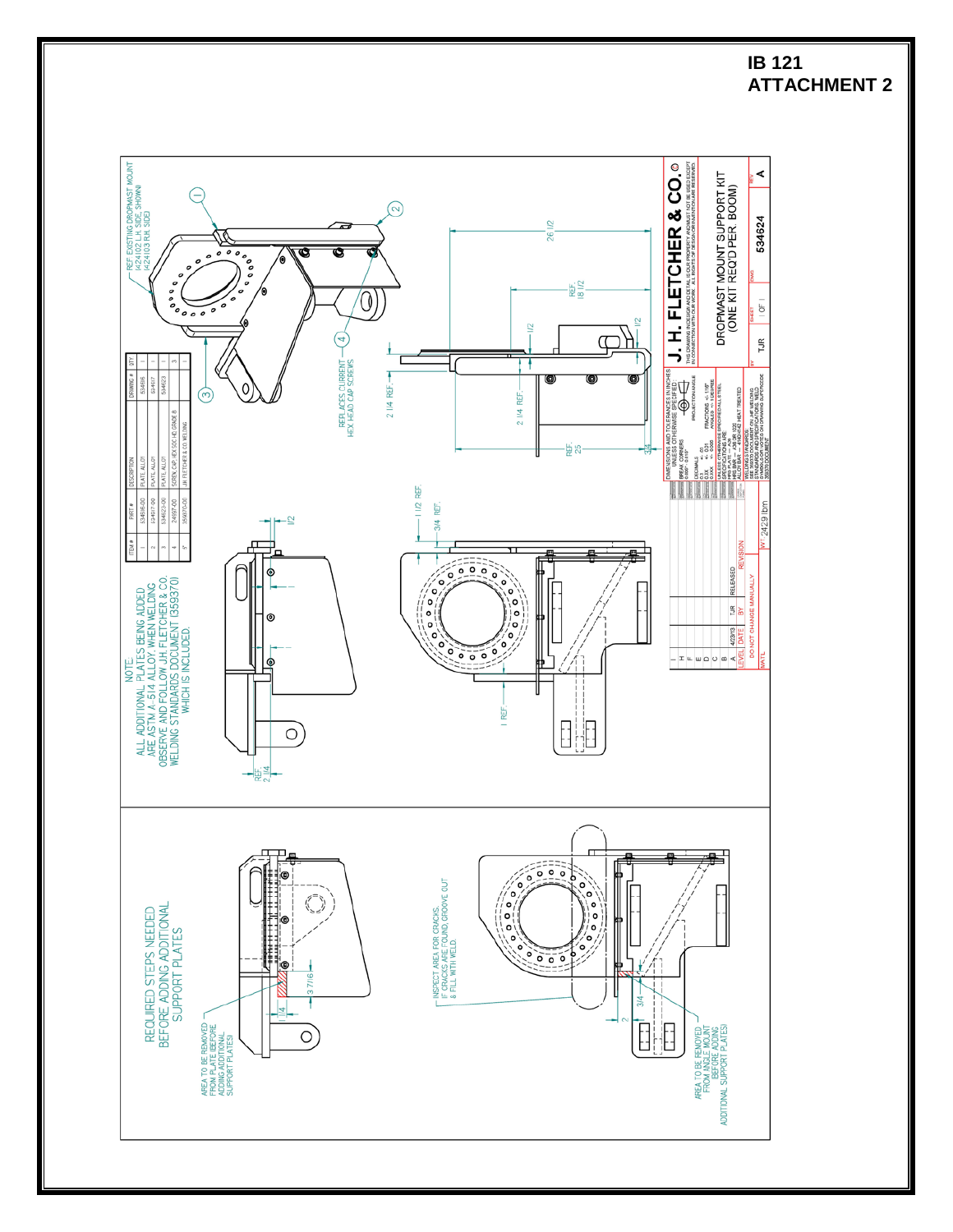# IB 121
# ATTACHMENT 2

NOTE:
ALL ADDITIONAL PLATES BEING ADDED ARE ASTM A-514 ALLOY. WHEN WELDING OBSERVE AND FOLLOW J.H. FLETCHER & CO. WELDING STANDARDS DOCUMENT (359370) WHICH IS INCLUDED.

| ITEM # | PART # | DESCRIPTION | DRAWING # | QTY |
|---|---|---|---|---|
| 1 | 534616-00 | PLATE, ALLOY | 534616 | 1 |
| 2 | 534617-00 | PLATE, ALLOY | 534617 | 1 |
| 3 | 534623-00 | PLATE, ALLOY | 534623 | 1 |
| 4 | 24607-00 | SCREW, CAP, HEX SOC HD, GRADE 8 | | 3 |
| 5* | 359370-00 | J.H. FLETCHER & CO. WELDING | | 1 |

REF. EXISTING DROPMAST MOUNT (424102 L.H. SIDE, SHOWN) (424103 R.H. SIDE)

REPLACES CURRENT HEX HEAD CAP SCREWS

Dimensions: 26 1/2; REF. 18 1/2; 1/2; 1/2; 2 1/4 REF.; 2 1/4 REF.; REF. 25; 3/4; 1 1/2 REF.; 3/4 REF.; 1/2; REF. 2 1/4; 1 REF.

REQUIRED STEPS NEEDED BEFORE ADDING ADDITIONAL SUPPORT PLATES

AREA TO BE REMOVED FROM PLATE (BEFORE ADDING ADDITIONAL SUPPORT PLATES)

INSPECT AREA FOR CRACKS. IF CRACKS ARE FOUND, GROOVE OUT & FILL WITH WELD.

AREA TO BE REMOVED FROM ANGLE MOUNT (BEFORE ADDING ADDITIONAL SUPPORT PLATES)

Dimensions: 1 1/4; 3 7/16; 2; 3/4

**J. H. FLETCHER & CO.** ©

THIS DRAWING IN DESIGN AND DETAIL IS OUR PROPERTY AND MUST NOT BE USED EXCEPT IN CONNECTION WITH OUR WORK. ALL RIGHTS OF DESIGN OR INVENTION ARE RESERVED.

DIMENSIONS AND TOLERANCES IN INCHES UNLESS OTHERWISE SPECIFIED
BREAK CORNERS 0.005" - 0.010"
PROJECTION ANGLE
DECIMALS .0X ± .03 .0XX ± .015 .0XXX ± .0005
FRACTIONS ± 1/16" ANGLES ± 1 DEGREE
UNLESS OTHERWISE SPECIFIED ALL STEEL SPECIFICATIONS ARE: HRS PLATE — A36; HRS BAR — SAE 1018/1020; ALLOY BAR — 4140/4142 HEAT TREATED
WELDING STANDARDS: SEE 359370 DOCUMENT ON JHF WELDING STANDARDS AND SPECIFICATIONS. WELD SYMBOLS OR NOTES ON DRAWING SUPERCEDE 359370 DOCUMENT.

| LEVEL | DATE | BY | REVISION |
|---|---|---|---|
| A | 4/23/13 | TJR | RELEASED |

DO NOT CHANGE MANUALLY

WT: 24.29 lbm

DROPMAST MOUNT SUPPORT KIT (ONE KIT REQ'D PER BOOM)

| BY | SHEET | DWG | REV |
|---|---|---|---|
| TJR | 1 OF 1 | 534624 | A |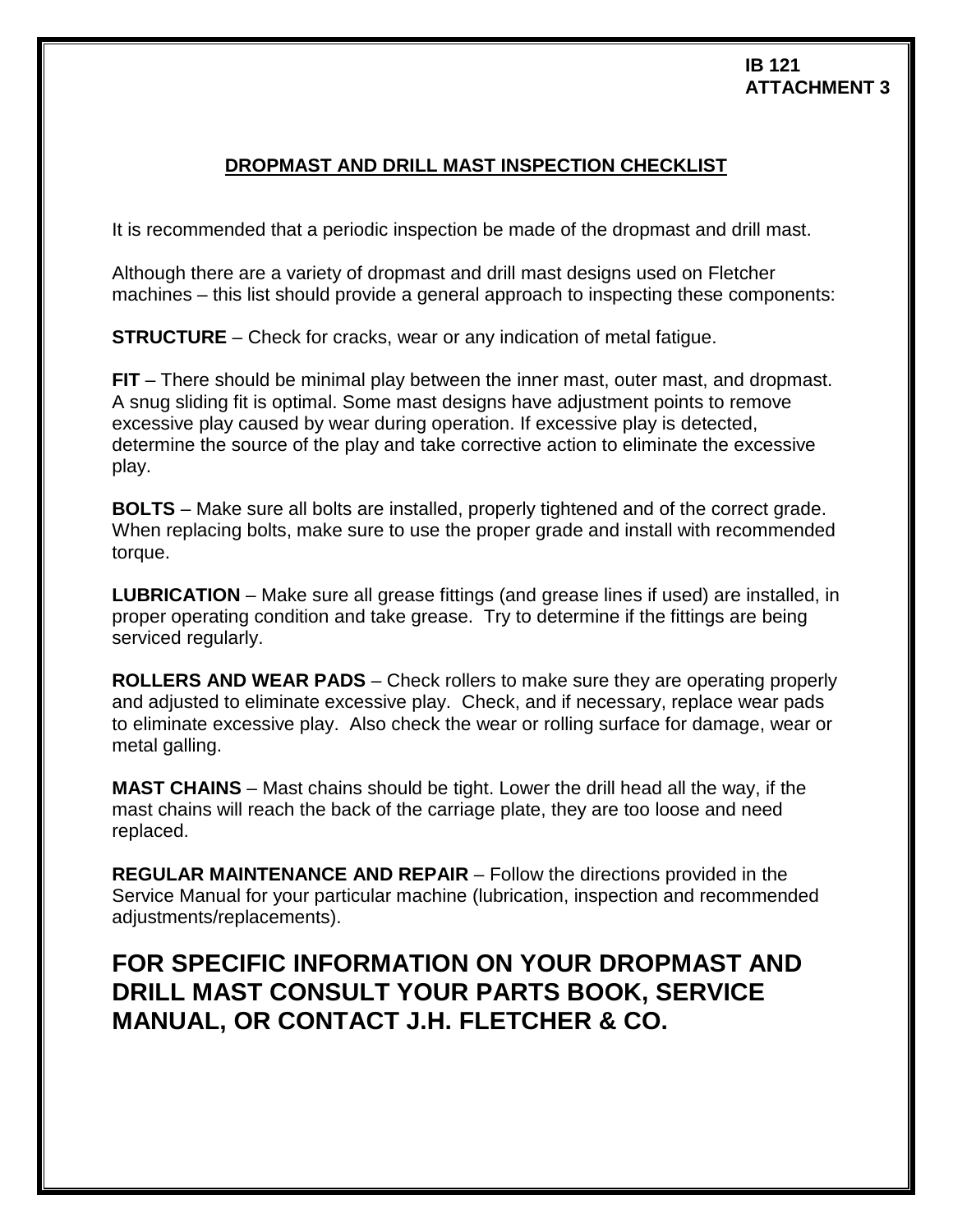**IB 121**
**ATTACHMENT 3**

## DROPMAST AND DRILL MAST INSPECTION CHECKLIST

It is recommended that a periodic inspection be made of the dropmast and drill mast.

Although there are a variety of dropmast and drill mast designs used on Fletcher machines – this list should provide a general approach to inspecting these components:

**STRUCTURE** – Check for cracks, wear or any indication of metal fatigue.

**FIT** – There should be minimal play between the inner mast, outer mast, and dropmast. A snug sliding fit is optimal. Some mast designs have adjustment points to remove excessive play caused by wear during operation. If excessive play is detected, determine the source of the play and take corrective action to eliminate the excessive play.

**BOLTS** – Make sure all bolts are installed, properly tightened and of the correct grade. When replacing bolts, make sure to use the proper grade and install with recommended torque.

**LUBRICATION** – Make sure all grease fittings (and grease lines if used) are installed, in proper operating condition and take grease. Try to determine if the fittings are being serviced regularly.

**ROLLERS AND WEAR PADS** – Check rollers to make sure they are operating properly and adjusted to eliminate excessive play. Check, and if necessary, replace wear pads to eliminate excessive play. Also check the wear or rolling surface for damage, wear or metal galling.

**MAST CHAINS** – Mast chains should be tight. Lower the drill head all the way, if the mast chains will reach the back of the carriage plate, they are too loose and need replaced.

**REGULAR MAINTENANCE AND REPAIR** – Follow the directions provided in the Service Manual for your particular machine (lubrication, inspection and recommended adjustments/replacements).

## FOR SPECIFIC INFORMATION ON YOUR DROPMAST AND DRILL MAST CONSULT YOUR PARTS BOOK, SERVICE MANUAL, OR CONTACT J.H. FLETCHER & CO.